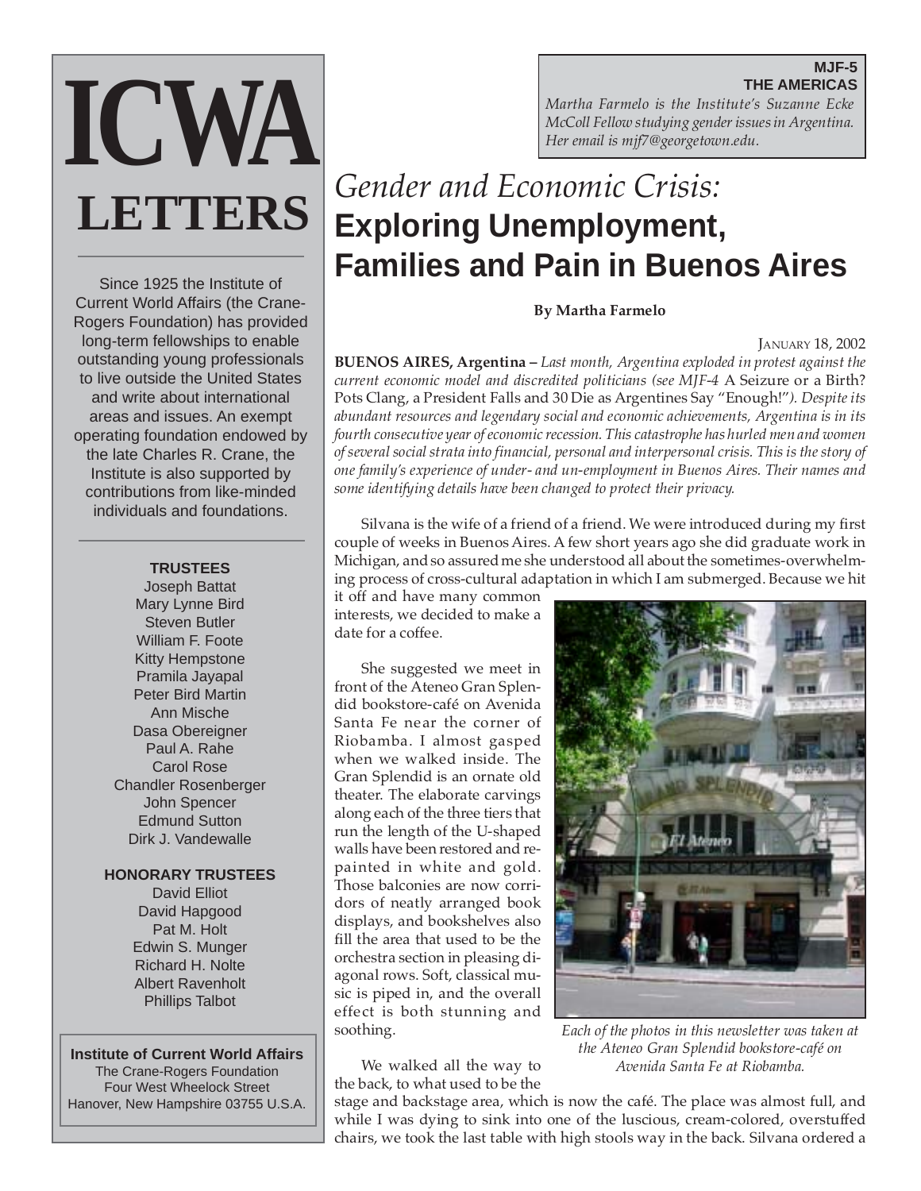# ICWA LETTERS

Since 1925 the Institute of Current World Affairs (the Crane-Rogers Foundation) has provided long-term fellowships to enable outstanding young professionals to live outside the United States and write about international areas and issues. An exempt operating foundation endowed by the late Charles R. Crane, the Institute is also supported by contributions from like-minded individuals and foundations.

**TRUSTEES**
Joseph Battat
Mary Lynne Bird
Steven Butler
William F. Foote
Kitty Hempstone
Pramila Jayapal
Peter Bird Martin
Ann Mische
Dasa Obereigner
Paul A. Rahe
Carol Rose
Chandler Rosenberger
John Spencer
Edmund Sutton
Dirk J. Vandewalle

**HONORARY TRUSTEES**
David Elliot
David Hapgood
Pat M. Holt
Edwin S. Munger
Richard H. Nolte
Albert Ravenholt
Phillips Talbot

**Institute of Current World Affairs**
The Crane-Rogers Foundation
Four West Wheelock Street
Hanover, New Hampshire 03755 U.S.A.

**MJF-5**
**THE AMERICAS**

*Martha Farmelo is the Institute's Suzanne Ecke McColl Fellow studying gender issues in Argentina. Her email is mjf7@georgetown.edu.*

# *Gender and Economic Crisis:* Exploring Unemployment, Families and Pain in Buenos Aires

**By Martha Farmelo**

JANUARY 18, 2002

**BUENOS AIRES, Argentina –** *Last month, Argentina exploded in protest against the current economic model and discredited politicians (see MJF-4* A Seizure or a Birth? Pots Clang, a President Falls and 30 Die as Argentines Say "Enough!"*). Despite its abundant resources and legendary social and economic achievements, Argentina is in its fourth consecutive year of economic recession. This catastrophe has hurled men and women of several social strata into financial, personal and interpersonal crisis. This is the story of one family's experience of under- and un-employment in Buenos Aires. Their names and some identifying details have been changed to protect their privacy.*

Silvana is the wife of a friend of a friend. We were introduced during my first couple of weeks in Buenos Aires. A few short years ago she did graduate work in Michigan, and so assured me she understood all about the sometimes-overwhelming process of cross-cultural adaptation in which I am submerged. Because we hit it off and have many common interests, we decided to make a date for a coffee.

She suggested we meet in front of the Ateneo Gran Splendid bookstore-café on Avenida Santa Fe near the corner of Riobamba. I almost gasped when we walked inside. The Gran Splendid is an ornate old theater. The elaborate carvings along each of the three tiers that run the length of the U-shaped walls have been restored and repainted in white and gold. Those balconies are now corridors of neatly arranged book displays, and bookshelves also fill the area that used to be the orchestra section in pleasing diagonal rows. Soft, classical music is piped in, and the overall effect is both stunning and soothing.

*Each of the photos in this newsletter was taken at the Ateneo Gran Splendid bookstore-café on Avenida Santa Fe at Riobamba.*

We walked all the way to the back, to what used to be the stage and backstage area, which is now the café. The place was almost full, and while I was dying to sink into one of the luscious, cream-colored, overstuffed chairs, we took the last table with high stools way in the back. Silvana ordered a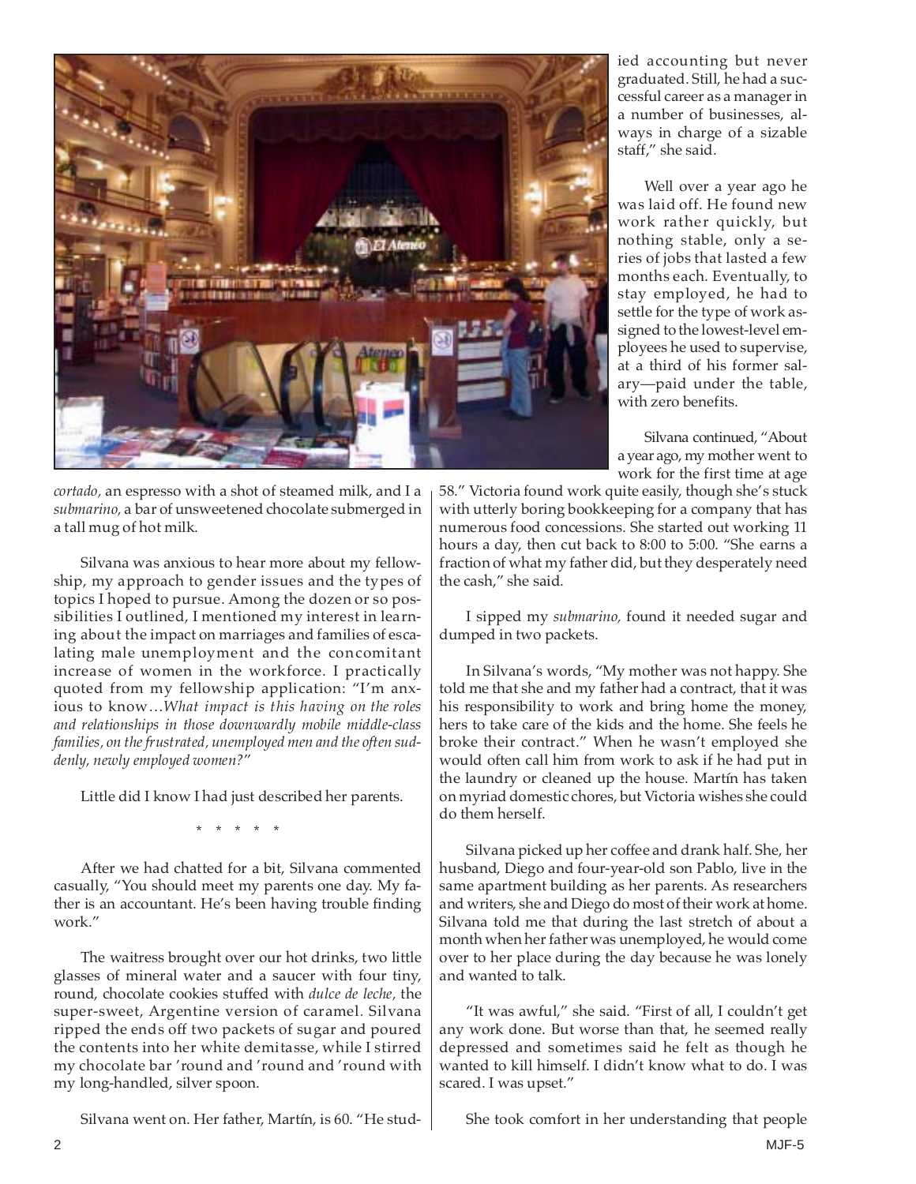*cortado,* an espresso with a shot of steamed milk, and I a *submarino,* a bar of unsweetened chocolate submerged in a tall mug of hot milk.

Silvana was anxious to hear more about my fellowship, my approach to gender issues and the types of topics I hoped to pursue. Among the dozen or so possibilities I outlined, I mentioned my interest in learning about the impact on marriages and families of escalating male unemployment and the concomitant increase of women in the workforce. I practically quoted from my fellowship application: "I'm anxious to know…*What impact is this having on the roles and relationships in those downwardly mobile middle-class families, on the frustrated, unemployed men and the often suddenly, newly employed women?*"

Little did I know I had just described her parents.

\* \* \* \* \*

After we had chatted for a bit, Silvana commented casually, "You should meet my parents one day. My father is an accountant. He's been having trouble finding work."

The waitress brought over our hot drinks, two little glasses of mineral water and a saucer with four tiny, round, chocolate cookies stuffed with *dulce de leche,* the super-sweet, Argentine version of caramel. Silvana ripped the ends off two packets of sugar and poured the contents into her white demitasse, while I stirred my chocolate bar 'round and 'round and 'round with my long-handled, silver spoon.

Silvana went on. Her father, Martín, is 60. "He studied accounting but never graduated. Still, he had a successful career as a manager in a number of businesses, always in charge of a sizable staff," she said.

Well over a year ago he was laid off. He found new work rather quickly, but nothing stable, only a series of jobs that lasted a few months each. Eventually, to stay employed, he had to settle for the type of work assigned to the lowest-level employees he used to supervise, at a third of his former salary—paid under the table, with zero benefits.

Silvana continued, "About a year ago, my mother went to work for the first time at age 58." Victoria found work quite easily, though she's stuck with utterly boring bookkeeping for a company that has numerous food concessions. She started out working 11 hours a day, then cut back to 8:00 to 5:00. "She earns a fraction of what my father did, but they desperately need the cash," she said.

I sipped my *submarino,* found it needed sugar and dumped in two packets.

In Silvana's words, "My mother was not happy. She told me that she and my father had a contract, that it was his responsibility to work and bring home the money, hers to take care of the kids and the home. She feels he broke their contract." When he wasn't employed she would often call him from work to ask if he had put in the laundry or cleaned up the house. Martín has taken on myriad domestic chores, but Victoria wishes she could do them herself.

Silvana picked up her coffee and drank half. She, her husband, Diego and four-year-old son Pablo, live in the same apartment building as her parents. As researchers and writers, she and Diego do most of their work at home. Silvana told me that during the last stretch of about a month when her father was unemployed, he would come over to her place during the day because he was lonely and wanted to talk.

"It was awful," she said. "First of all, I couldn't get any work done. But worse than that, he seemed really depressed and sometimes said he felt as though he wanted to kill himself. I didn't know what to do. I was scared. I was upset."

She took comfort in her understanding that people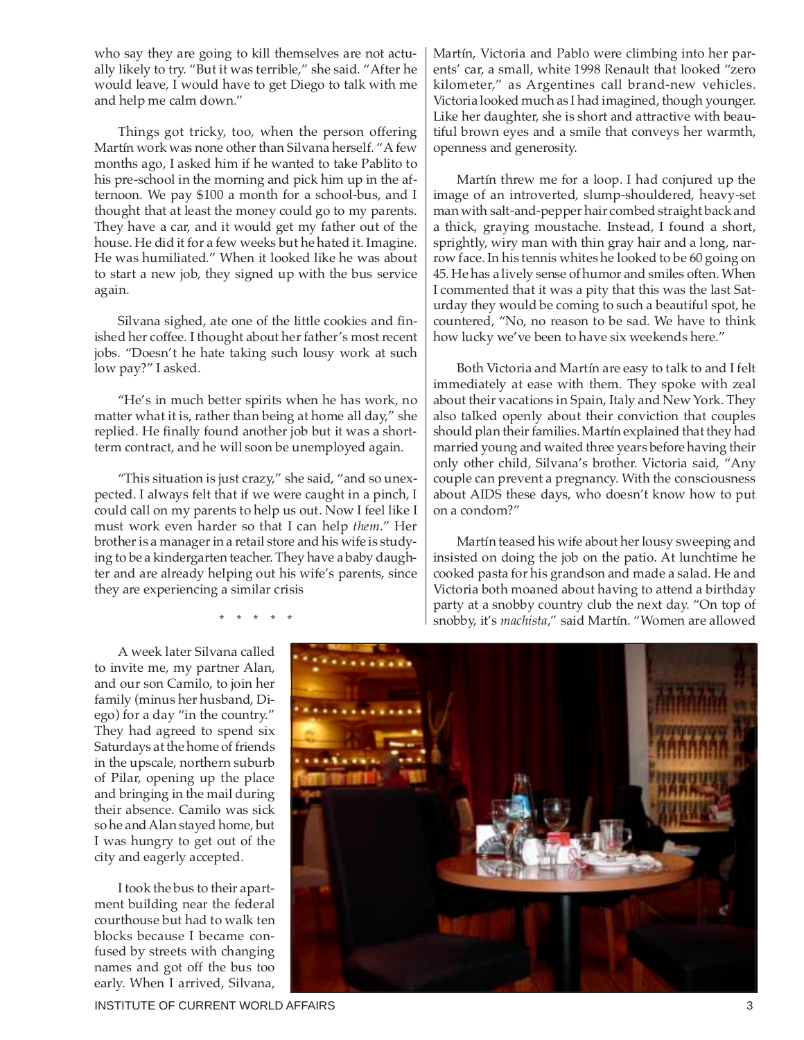who say they are going to kill themselves are not actually likely to try. "But it was terrible," she said. "After he would leave, I would have to get Diego to talk with me and help me calm down."

Things got tricky, too, when the person offering Martín work was none other than Silvana herself. "A few months ago, I asked him if he wanted to take Pablito to his pre-school in the morning and pick him up in the afternoon. We pay $100 a month for a school-bus, and I thought that at least the money could go to my parents. They have a car, and it would get my father out of the house. He did it for a few weeks but he hated it. Imagine. He was humiliated." When it looked like he was about to start a new job, they signed up with the bus service again.

Silvana sighed, ate one of the little cookies and finished her coffee. I thought about her father's most recent jobs. "Doesn't he hate taking such lousy work at such low pay?" I asked.

"He's in much better spirits when he has work, no matter what it is, rather than being at home all day," she replied. He finally found another job but it was a short-term contract, and he will soon be unemployed again.

"This situation is just crazy," she said, "and so unexpected. I always felt that if we were caught in a pinch, I could call on my parents to help us out. Now I feel like I must work even harder so that I can help *them*." Her brother is a manager in a retail store and his wife is studying to be a kindergarten teacher. They have a baby daughter and are already helping out his wife's parents, since they are experiencing a similar crisis

\* \* \* \* \*

A week later Silvana called to invite me, my partner Alan, and our son Camilo, to join her family (minus her husband, Diego) for a day "in the country." They had agreed to spend six Saturdays at the home of friends in the upscale, northern suburb of Pilar, opening up the place and bringing in the mail during their absence. Camilo was sick so he and Alan stayed home, but I was hungry to get out of the city and eagerly accepted.

I took the bus to their apartment building near the federal courthouse but had to walk ten blocks because I became confused by streets with changing names and got off the bus too early. When I arrived, Silvana, Martín, Victoria and Pablo were climbing into her parents' car, a small, white 1998 Renault that looked "zero kilometer," as Argentines call brand-new vehicles. Victoria looked much as I had imagined, though younger. Like her daughter, she is short and attractive with beautiful brown eyes and a smile that conveys her warmth, openness and generosity.

Martín threw me for a loop. I had conjured up the image of an introverted, slump-shouldered, heavy-set man with salt-and-pepper hair combed straight back and a thick, graying moustache. Instead, I found a short, sprightly, wiry man with thin gray hair and a long, narrow face. In his tennis whites he looked to be 60 going on 45. He has a lively sense of humor and smiles often. When I commented that it was a pity that this was the last Saturday they would be coming to such a beautiful spot, he countered, "No, no reason to be sad. We have to think how lucky we've been to have six weekends here."

Both Victoria and Martín are easy to talk to and I felt immediately at ease with them. They spoke with zeal about their vacations in Spain, Italy and New York. They also talked openly about their conviction that couples should plan their families. Martín explained that they had married young and waited three years before having their only other child, Silvana's brother. Victoria said, "Any couple can prevent a pregnancy. With the consciousness about AIDS these days, who doesn't know how to put on a condom?"

Martín teased his wife about her lousy sweeping and insisted on doing the job on the patio. At lunchtime he cooked pasta for his grandson and made a salad. He and Victoria both moaned about having to attend a birthday party at a snobby country club the next day. "On top of snobby, it's *machista*," said Martín. "Women are allowed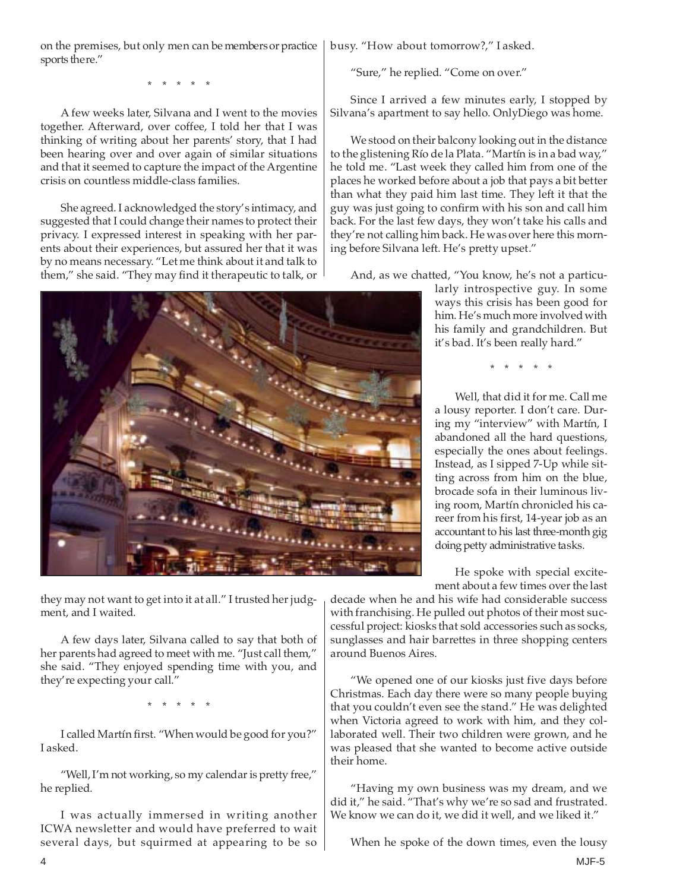on the premises, but only men can be members or practice sports there."

\* \* \* \* \*

A few weeks later, Silvana and I went to the movies together. Afterward, over coffee, I told her that I was thinking of writing about her parents' story, that I had been hearing over and over again of similar situations and that it seemed to capture the impact of the Argentine crisis on countless middle-class families.

She agreed. I acknowledged the story's intimacy, and suggested that I could change their names to protect their privacy. I expressed interest in speaking with her parents about their experiences, but assured her that it was by no means necessary. "Let me think about it and talk to them," she said. "They may find it therapeutic to talk, or they may not want to get into it at all." I trusted her judgment, and I waited.

A few days later, Silvana called to say that both of her parents had agreed to meet with me. "Just call them," she said. "They enjoyed spending time with you, and they're expecting your call."

\* \* \* \* \*

I called Martín first. "When would be good for you?" I asked.

"Well, I'm not working, so my calendar is pretty free," he replied.

I was actually immersed in writing another ICWA newsletter and would have preferred to wait several days, but squirmed at appearing to be so busy. "How about tomorrow?," I asked.

"Sure," he replied. "Come on over."

Since I arrived a few minutes early, I stopped by Silvana's apartment to say hello. OnlyDiego was home.

We stood on their balcony looking out in the distance to the glistening Río de la Plata. "Martín is in a bad way," he told me. "Last week they called him from one of the places he worked before about a job that pays a bit better than what they paid him last time. They left it that the guy was just going to confirm with his son and call him back. For the last few days, they won't take his calls and they're not calling him back. He was over here this morning before Silvana left. He's pretty upset."

And, as we chatted, "You know, he's not a particularly introspective guy. In some ways this crisis has been good for him. He's much more involved with his family and grandchildren. But it's bad. It's been really hard."

\* \* \* \* \*

Well, that did it for me. Call me a lousy reporter. I don't care. During my "interview" with Martín, I abandoned all the hard questions, especially the ones about feelings. Instead, as I sipped 7-Up while sitting across from him on the blue, brocade sofa in their luminous living room, Martín chronicled his career from his first, 14-year job as an accountant to his last three-month gig doing petty administrative tasks.

He spoke with special excitement about a few times over the last decade when he and his wife had considerable success with franchising. He pulled out photos of their most successful project: kiosks that sold accessories such as socks, sunglasses and hair barrettes in three shopping centers around Buenos Aires.

"We opened one of our kiosks just five days before Christmas. Each day there were so many people buying that you couldn't even see the stand." He was delighted when Victoria agreed to work with him, and they collaborated well. Their two children were grown, and he was pleased that she wanted to become active outside their home.

"Having my own business was my dream, and we did it," he said. "That's why we're so sad and frustrated. We know we can do it, we did it well, and we liked it."

When he spoke of the down times, even the lousy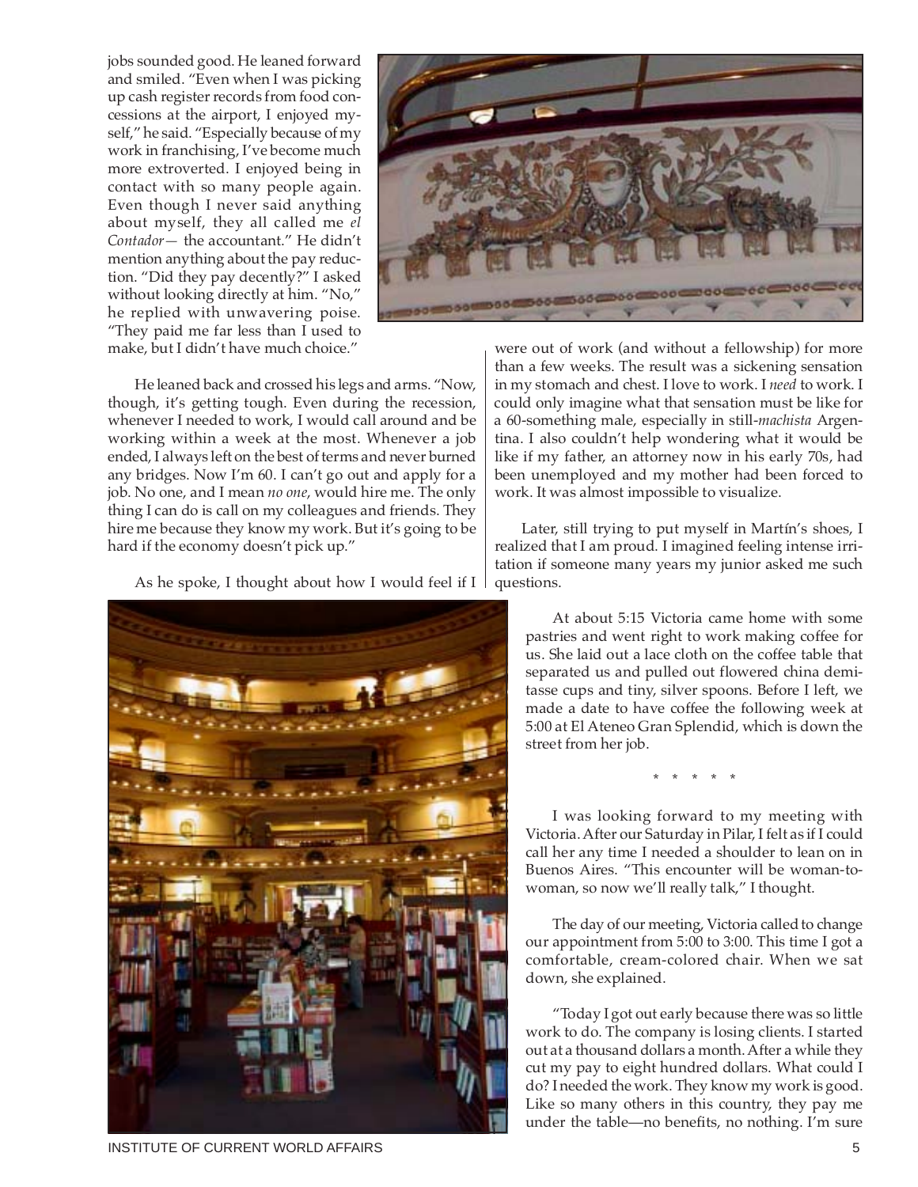jobs sounded good. He leaned forward and smiled. "Even when I was picking up cash register records from food concessions at the airport, I enjoyed myself," he said. "Especially because of my work in franchising, I've become much more extroverted. I enjoyed being in contact with so many people again. Even though I never said anything about myself, they all called me *el Contador*— the accountant." He didn't mention anything about the pay reduction. "Did they pay decently?" I asked without looking directly at him. "No," he replied with unwavering poise. "They paid me far less than I used to make, but I didn't have much choice."

He leaned back and crossed his legs and arms. "Now, though, it's getting tough. Even during the recession, whenever I needed to work, I would call around and be working within a week at the most. Whenever a job ended, I always left on the best of terms and never burned any bridges. Now I'm 60. I can't go out and apply for a job. No one, and I mean *no one*, would hire me. The only thing I can do is call on my colleagues and friends. They hire me because they know my work. But it's going to be hard if the economy doesn't pick up."

As he spoke, I thought about how I would feel if I were out of work (and without a fellowship) for more than a few weeks. The result was a sickening sensation in my stomach and chest. I love to work. I *need* to work. I could only imagine what that sensation must be like for a 60-something male, especially in still-*machista* Argentina. I also couldn't help wondering what it would be like if my father, an attorney now in his early 70s, had been unemployed and my mother had been forced to work. It was almost impossible to visualize.

Later, still trying to put myself in Martín's shoes, I realized that I am proud. I imagined feeling intense irritation if someone many years my junior asked me such questions.

At about 5:15 Victoria came home with some pastries and went right to work making coffee for us. She laid out a lace cloth on the coffee table that separated us and pulled out flowered china demitasse cups and tiny, silver spoons. Before I left, we made a date to have coffee the following week at 5:00 at El Ateneo Gran Splendid, which is down the street from her job.

\* \* \* \* \*

I was looking forward to my meeting with Victoria. After our Saturday in Pilar, I felt as if I could call her any time I needed a shoulder to lean on in Buenos Aires. "This encounter will be woman-to-woman, so now we'll really talk," I thought.

The day of our meeting, Victoria called to change our appointment from 5:00 to 3:00. This time I got a comfortable, cream-colored chair. When we sat down, she explained.

"Today I got out early because there was so little work to do. The company is losing clients. I started out at a thousand dollars a month. After a while they cut my pay to eight hundred dollars. What could I do? I needed the work. They know my work is good. Like so many others in this country, they pay me under the table—no benefits, no nothing. I'm sure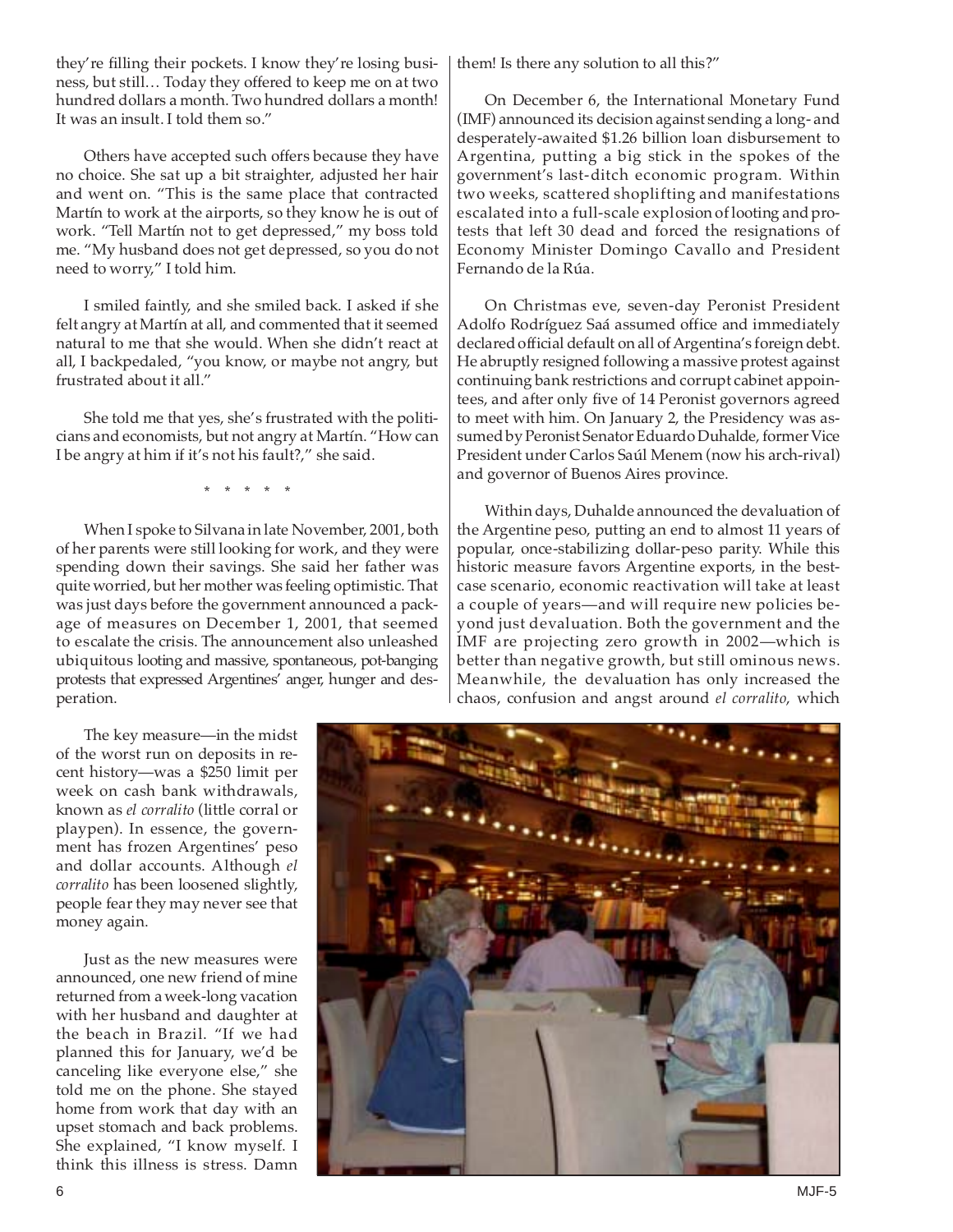they're filling their pockets. I know they're losing business, but still… Today they offered to keep me on at two hundred dollars a month. Two hundred dollars a month! It was an insult. I told them so."

Others have accepted such offers because they have no choice. She sat up a bit straighter, adjusted her hair and went on. "This is the same place that contracted Martín to work at the airports, so they know he is out of work. "Tell Martín not to get depressed," my boss told me. "My husband does not get depressed, so you do not need to worry," I told him.

I smiled faintly, and she smiled back. I asked if she felt angry at Martín at all, and commented that it seemed natural to me that she would. When she didn't react at all, I backpedaled, "you know, or maybe not angry, but frustrated about it all."

She told me that yes, she's frustrated with the politicians and economists, but not angry at Martín. "How can I be angry at him if it's not his fault?," she said.

\* \* \* \* \*

When I spoke to Silvana in late November, 2001, both of her parents were still looking for work, and they were spending down their savings. She said her father was quite worried, but her mother was feeling optimistic. That was just days before the government announced a package of measures on December 1, 2001, that seemed to escalate the crisis. The announcement also unleashed ubiquitous looting and massive, spontaneous, pot-banging protests that expressed Argentines' anger, hunger and desperation.

The key measure—in the midst of the worst run on deposits in recent history—was a $250 limit per week on cash bank withdrawals, known as *el corralito* (little corral or playpen). In essence, the government has frozen Argentines' peso and dollar accounts. Although *el corralito* has been loosened slightly, people fear they may never see that money again.

Just as the new measures were announced, one new friend of mine returned from a week-long vacation with her husband and daughter at the beach in Brazil. "If we had planned this for January, we'd be canceling like everyone else," she told me on the phone. She stayed home from work that day with an upset stomach and back problems. She explained, "I know myself. I think this illness is stress. Damn them! Is there any solution to all this?"

On December 6, the International Monetary Fund (IMF) announced its decision against sending a long- and desperately-awaited $1.26 billion loan disbursement to Argentina, putting a big stick in the spokes of the government's last-ditch economic program. Within two weeks, scattered shoplifting and manifestations escalated into a full-scale explosion of looting and protests that left 30 dead and forced the resignations of Economy Minister Domingo Cavallo and President Fernando de la Rúa.

On Christmas eve, seven-day Peronist President Adolfo Rodríguez Saá assumed office and immediately declared official default on all of Argentina's foreign debt. He abruptly resigned following a massive protest against continuing bank restrictions and corrupt cabinet appointees, and after only five of 14 Peronist governors agreed to meet with him. On January 2, the Presidency was assumed by Peronist Senator Eduardo Duhalde, former Vice President under Carlos Saúl Menem (now his arch-rival) and governor of Buenos Aires province.

Within days, Duhalde announced the devaluation of the Argentine peso, putting an end to almost 11 years of popular, once-stabilizing dollar-peso parity. While this historic measure favors Argentine exports, in the best-case scenario, economic reactivation will take at least a couple of years—and will require new policies beyond just devaluation. Both the government and the IMF are projecting zero growth in 2002—which is better than negative growth, but still ominous news. Meanwhile, the devaluation has only increased the chaos, confusion and angst around *el corralito*, which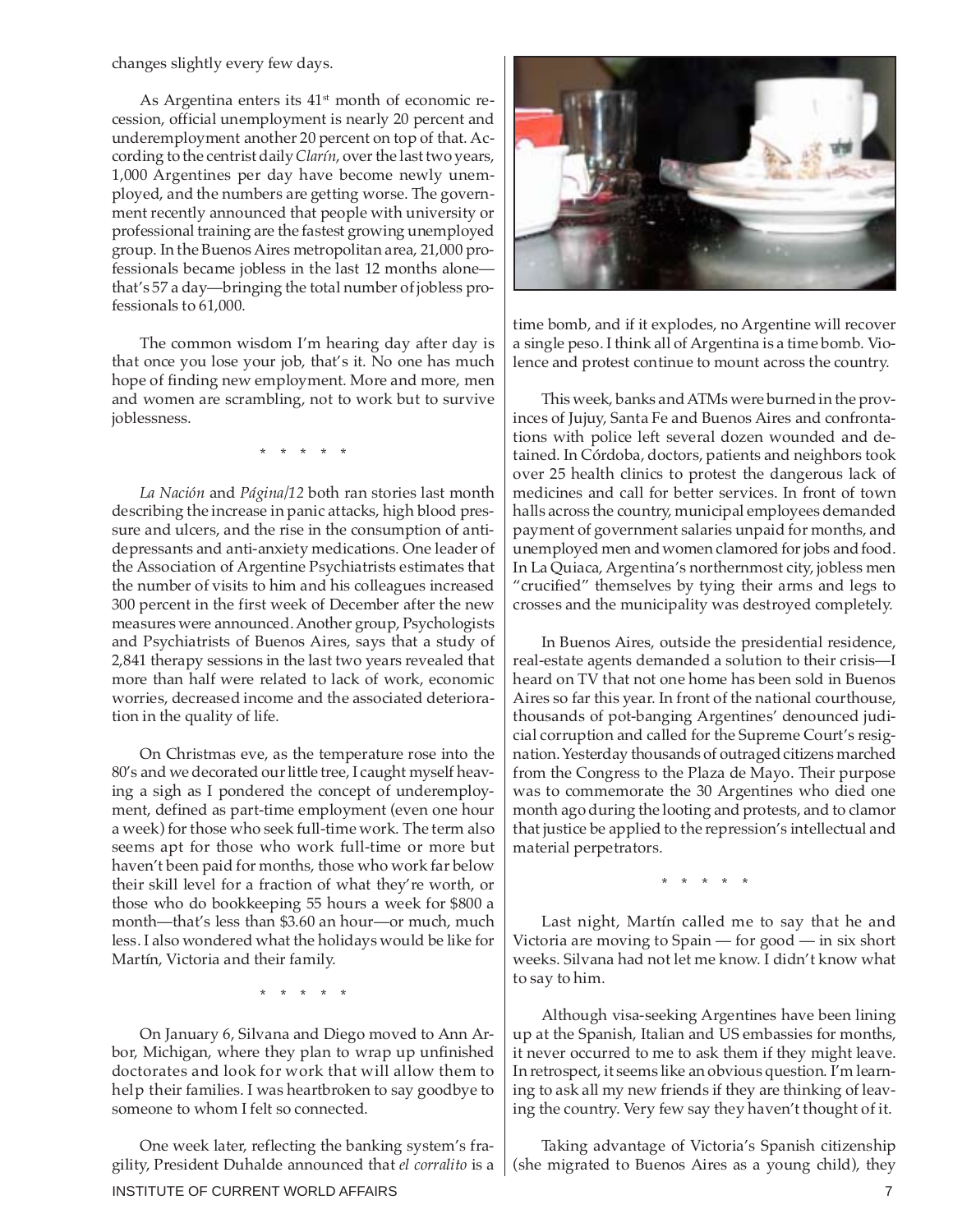changes slightly every few days.

As Argentina enters its 41st month of economic recession, official unemployment is nearly 20 percent and underemployment another 20 percent on top of that. According to the centrist daily *Clarín*, over the last two years, 1,000 Argentines per day have become newly unemployed, and the numbers are getting worse. The government recently announced that people with university or professional training are the fastest growing unemployed group. In the Buenos Aires metropolitan area, 21,000 professionals became jobless in the last 12 months alone—that's 57 a day—bringing the total number of jobless professionals to 61,000.

The common wisdom I'm hearing day after day is that once you lose your job, that's it. No one has much hope of finding new employment. More and more, men and women are scrambling, not to work but to survive joblessness.

\* \* \* \* \*

*La Nación* and *Página/12* both ran stories last month describing the increase in panic attacks, high blood pressure and ulcers, and the rise in the consumption of antidepressants and anti-anxiety medications. One leader of the Association of Argentine Psychiatrists estimates that the number of visits to him and his colleagues increased 300 percent in the first week of December after the new measures were announced. Another group, Psychologists and Psychiatrists of Buenos Aires, says that a study of 2,841 therapy sessions in the last two years revealed that more than half were related to lack of work, economic worries, decreased income and the associated deterioration in the quality of life.

On Christmas eve, as the temperature rose into the 80's and we decorated our little tree, I caught myself heaving a sigh as I pondered the concept of underemployment, defined as part-time employment (even one hour a week) for those who seek full-time work. The term also seems apt for those who work full-time or more but haven't been paid for months, those who work far below their skill level for a fraction of what they're worth, or those who do bookkeeping 55 hours a week for $800 a month—that's less than $3.60 an hour—or much, much less. I also wondered what the holidays would be like for Martín, Victoria and their family.

\* \* \* \* \*

On January 6, Silvana and Diego moved to Ann Arbor, Michigan, where they plan to wrap up unfinished doctorates and look for work that will allow them to help their families. I was heartbroken to say goodbye to someone to whom I felt so connected.

One week later, reflecting the banking system's fragility, President Duhalde announced that *el corralito* is a time bomb, and if it explodes, no Argentine will recover a single peso. I think all of Argentina is a time bomb. Violence and protest continue to mount across the country.

This week, banks and ATMs were burned in the provinces of Jujuy, Santa Fe and Buenos Aires and confrontations with police left several dozen wounded and detained. In Córdoba, doctors, patients and neighbors took over 25 health clinics to protest the dangerous lack of medicines and call for better services. In front of town halls across the country, municipal employees demanded payment of government salaries unpaid for months, and unemployed men and women clamored for jobs and food. In La Quiaca, Argentina's northernmost city, jobless men "crucified" themselves by tying their arms and legs to crosses and the municipality was destroyed completely.

In Buenos Aires, outside the presidential residence, real-estate agents demanded a solution to their crisis—I heard on TV that not one home has been sold in Buenos Aires so far this year. In front of the national courthouse, thousands of pot-banging Argentines' denounced judicial corruption and called for the Supreme Court's resignation. Yesterday thousands of outraged citizens marched from the Congress to the Plaza de Mayo. Their purpose was to commemorate the 30 Argentines who died one month ago during the looting and protests, and to clamor that justice be applied to the repression's intellectual and material perpetrators.

\* \* \* \* \*

Last night, Martín called me to say that he and Victoria are moving to Spain — for good — in six short weeks. Silvana had not let me know. I didn't know what to say to him.

Although visa-seeking Argentines have been lining up at the Spanish, Italian and US embassies for months, it never occurred to me to ask them if they might leave. In retrospect, it seems like an obvious question. I'm learning to ask all my new friends if they are thinking of leaving the country. Very few say they haven't thought of it.

Taking advantage of Victoria's Spanish citizenship (she migrated to Buenos Aires as a young child), they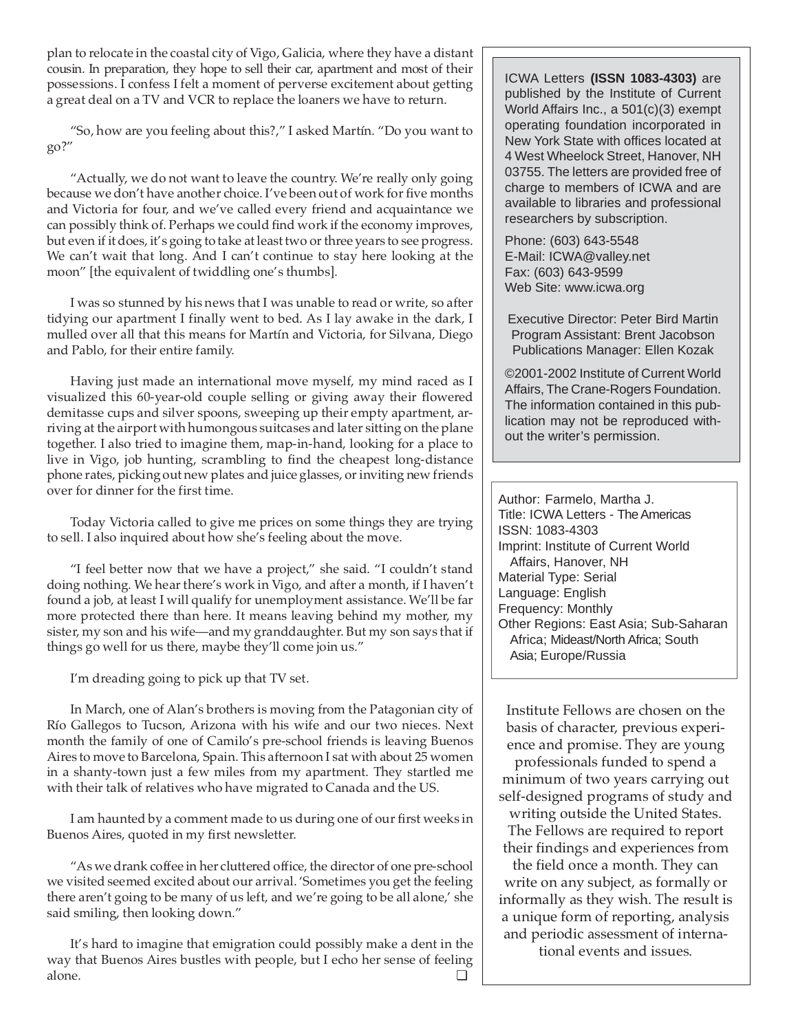plan to relocate in the coastal city of Vigo, Galicia, where they have a distant cousin. In preparation, they hope to sell their car, apartment and most of their possessions. I confess I felt a moment of perverse excitement about getting a great deal on a TV and VCR to replace the loaners we have to return.

"So, how are you feeling about this?," I asked Martín. "Do you want to go?"

"Actually, we do not want to leave the country. We're really only going because we don't have another choice. I've been out of work for five months and Victoria for four, and we've called every friend and acquaintance we can possibly think of. Perhaps we could find work if the economy improves, but even if it does, it's going to take at least two or three years to see progress. We can't wait that long. And I can't continue to stay here looking at the moon" [the equivalent of twiddling one's thumbs].

I was so stunned by his news that I was unable to read or write, so after tidying our apartment I finally went to bed. As I lay awake in the dark, I mulled over all that this means for Martín and Victoria, for Silvana, Diego and Pablo, for their entire family.

Having just made an international move myself, my mind raced as I visualized this 60-year-old couple selling or giving away their flowered demitasse cups and silver spoons, sweeping up their empty apartment, arriving at the airport with humongous suitcases and later sitting on the plane together. I also tried to imagine them, map-in-hand, looking for a place to live in Vigo, job hunting, scrambling to find the cheapest long-distance phone rates, picking out new plates and juice glasses, or inviting new friends over for dinner for the first time.

Today Victoria called to give me prices on some things they are trying to sell. I also inquired about how she's feeling about the move.

"I feel better now that we have a project," she said. "I couldn't stand doing nothing. We hear there's work in Vigo, and after a month, if I haven't found a job, at least I will qualify for unemployment assistance. We'll be far more protected there than here. It means leaving behind my mother, my sister, my son and his wife—and my granddaughter. But my son says that if things go well for us there, maybe they'll come join us."

I'm dreading going to pick up that TV set.

In March, one of Alan's brothers is moving from the Patagonian city of Río Gallegos to Tucson, Arizona with his wife and our two nieces. Next month the family of one of Camilo's pre-school friends is leaving Buenos Aires to move to Barcelona, Spain. This afternoon I sat with about 25 women in a shanty-town just a few miles from my apartment. They startled me with their talk of relatives who have migrated to Canada and the US.

I am haunted by a comment made to us during one of our first weeks in Buenos Aires, quoted in my first newsletter.

"As we drank coffee in her cluttered office, the director of one pre-school we visited seemed excited about our arrival. 'Sometimes you get the feeling there aren't going to be many of us left, and we're going to be all alone,' she said smiling, then looking down."

It's hard to imagine that emigration could possibly make a dent in the way that Buenos Aires bustles with people, but I echo her sense of feeling alone. ❑

---

ICWA Letters **(ISSN 1083-4303)** are published by the Institute of Current World Affairs Inc., a 501(c)(3) exempt operating foundation incorporated in New York State with offices located at 4 West Wheelock Street, Hanover, NH 03755. The letters are provided free of charge to members of ICWA and are available to libraries and professional researchers by subscription.

Phone: (603) 643-5548
E-Mail: ICWA@valley.net
Fax: (603) 643-9599
Web Site: www.icwa.org

Executive Director: Peter Bird Martin
Program Assistant: Brent Jacobson
Publications Manager: Ellen Kozak

©2001-2002 Institute of Current World Affairs, The Crane-Rogers Foundation. The information contained in this publication may not be reproduced without the writer's permission.

---

Author: Farmelo, Martha J.
Title: ICWA Letters - The Americas
ISSN: 1083-4303
Imprint: Institute of Current World Affairs, Hanover, NH
Material Type: Serial
Language: English
Frequency: Monthly
Other Regions: East Asia; Sub-Saharan Africa; Mideast/North Africa; South Asia; Europe/Russia

---

Institute Fellows are chosen on the basis of character, previous experience and promise. They are young professionals funded to spend a minimum of two years carrying out self-designed programs of study and writing outside the United States. The Fellows are required to report their findings and experiences from the field once a month. They can write on any subject, as formally or informally as they wish. The result is a unique form of reporting, analysis and periodic assessment of international events and issues.